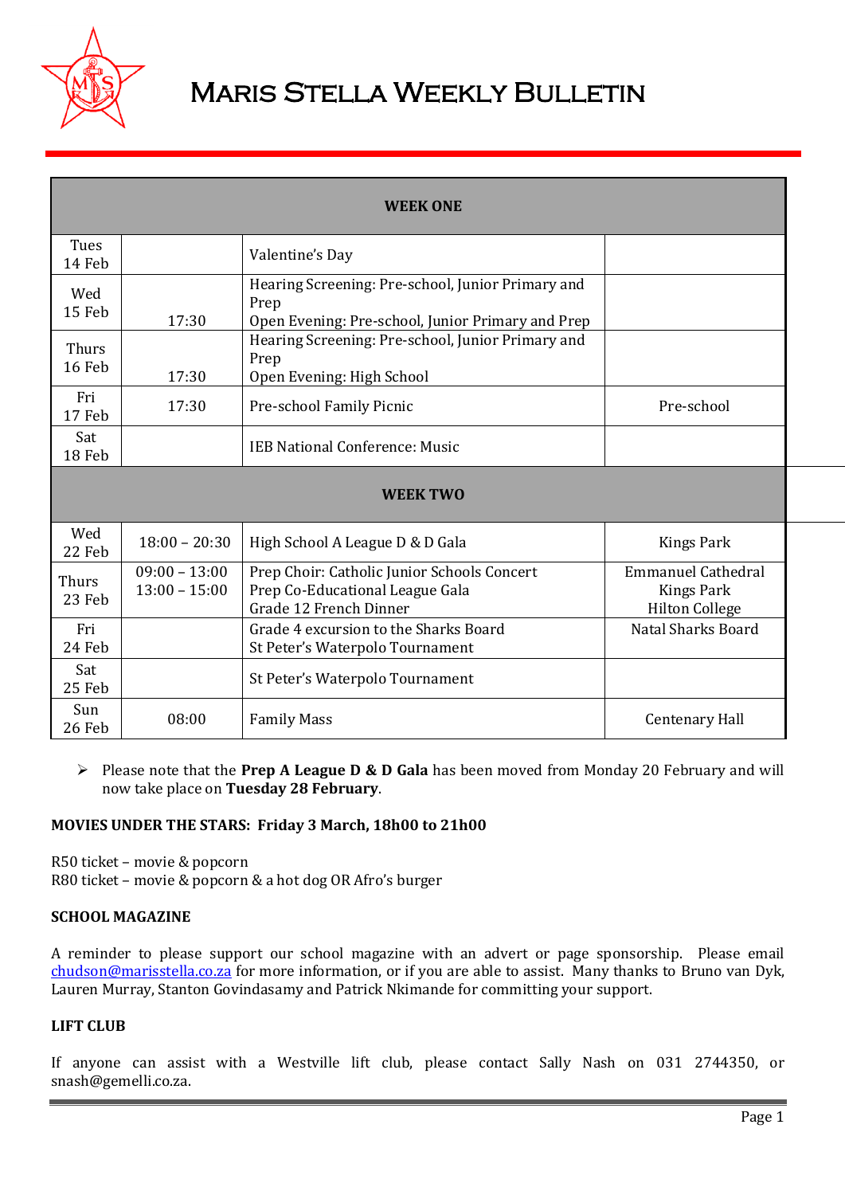# MARIS STELLA WEEKLY BULLETIN

| WEEK ONE | | | |
|---|---|---|---|
| Tues 14 Feb | | Valentine's Day | |
| Wed 15 Feb | 17:30 | Hearing Screening: Pre-school, Junior Primary and Prep<br>Open Evening: Pre-school, Junior Primary and Prep | |
| Thurs 16 Feb | 17:30 | Hearing Screening: Pre-school, Junior Primary and Prep<br>Open Evening: High School | |
| Fri 17 Feb | 17:30 | Pre-school Family Picnic | Pre-school |
| Sat 18 Feb | | IEB National Conference: Music | |
| **WEEK TWO** | | | |
| Wed 22 Feb | 18:00 – 20:30 | High School A League D & D Gala | Kings Park |
| Thurs 23 Feb | 09:00 – 13:00<br>13:00 – 15:00 | Prep Choir: Catholic Junior Schools Concert<br>Prep Co-Educational League Gala<br>Grade 12 French Dinner | Emmanuel Cathedral<br>Kings Park<br>Hilton College |
| Fri 24 Feb | | Grade 4 excursion to the Sharks Board<br>St Peter's Waterpolo Tournament | Natal Sharks Board |
| Sat 25 Feb | | St Peter's Waterpolo Tournament | |
| Sun 26 Feb | 08:00 | Family Mass | Centenary Hall |

- Please note that the **Prep A League D & D Gala** has been moved from Monday 20 February and will now take place on **Tuesday 28 February**.

**MOVIES UNDER THE STARS: Friday 3 March, 18h00 to 21h00**

R50 ticket – movie & popcorn
R80 ticket – movie & popcorn & a hot dog OR Afro's burger

**SCHOOL MAGAZINE**

A reminder to please support our school magazine with an advert or page sponsorship. Please email chudson@marisstella.co.za for more information, or if you are able to assist. Many thanks to Bruno van Dyk, Lauren Murray, Stanton Govindasamy and Patrick Nkimande for committing your support.

**LIFT CLUB**

If anyone can assist with a Westville lift club, please contact Sally Nash on 031 2744350, or snash@gemelli.co.za.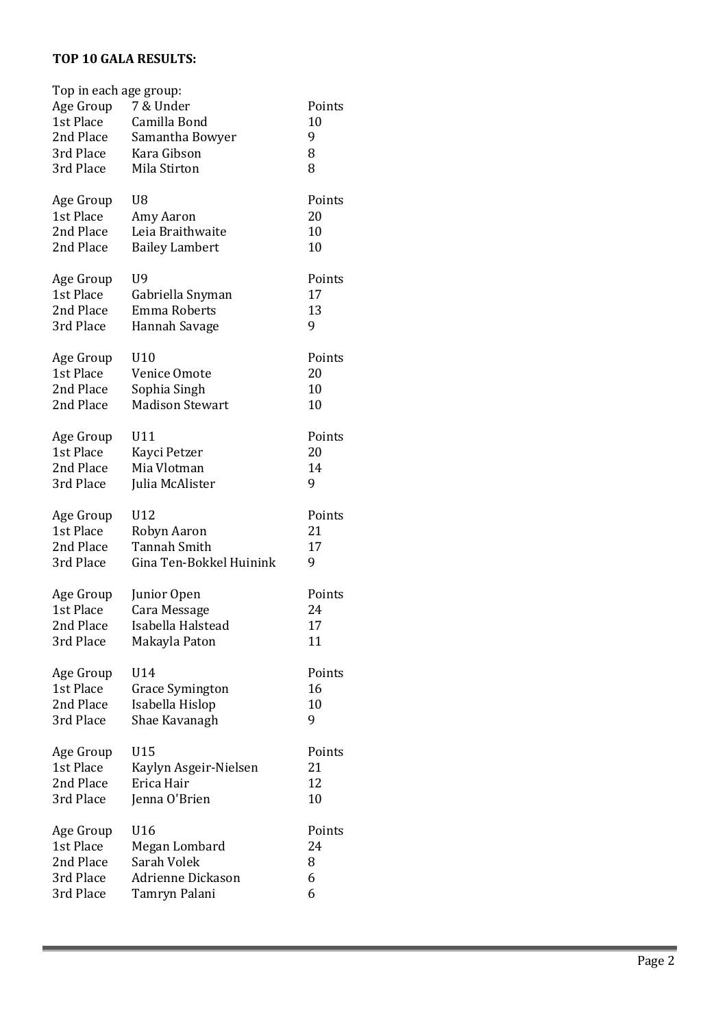**TOP 10 GALA RESULTS:**

Top in each age group:

| Age Group | 7 & Under | Points |
|---|---|---|
| 1st Place | Camilla Bond | 10 |
| 2nd Place | Samantha Bowyer | 9 |
| 3rd Place | Kara Gibson | 8 |
| 3rd Place | Mila Stirton | 8 |

| Age Group | U8 | Points |
|---|---|---|
| 1st Place | Amy Aaron | 20 |
| 2nd Place | Leia Braithwaite | 10 |
| 2nd Place | Bailey Lambert | 10 |

| Age Group | U9 | Points |
|---|---|---|
| 1st Place | Gabriella Snyman | 17 |
| 2nd Place | Emma Roberts | 13 |
| 3rd Place | Hannah Savage | 9 |

| Age Group | U10 | Points |
|---|---|---|
| 1st Place | Venice Omote | 20 |
| 2nd Place | Sophia Singh | 10 |
| 2nd Place | Madison Stewart | 10 |

| Age Group | U11 | Points |
|---|---|---|
| 1st Place | Kayci Petzer | 20 |
| 2nd Place | Mia Vlotman | 14 |
| 3rd Place | Julia McAlister | 9 |

| Age Group | U12 | Points |
|---|---|---|
| 1st Place | Robyn Aaron | 21 |
| 2nd Place | Tannah Smith | 17 |
| 3rd Place | Gina Ten-Bokkel Huinink | 9 |

| Age Group | Junior Open | Points |
|---|---|---|
| 1st Place | Cara Message | 24 |
| 2nd Place | Isabella Halstead | 17 |
| 3rd Place | Makayla Paton | 11 |

| Age Group | U14 | Points |
|---|---|---|
| 1st Place | Grace Symington | 16 |
| 2nd Place | Isabella Hislop | 10 |
| 3rd Place | Shae Kavanagh | 9 |

| Age Group | U15 | Points |
|---|---|---|
| 1st Place | Kaylyn Asgeir-Nielsen | 21 |
| 2nd Place | Erica Hair | 12 |
| 3rd Place | Jenna O'Brien | 10 |

| Age Group | U16 | Points |
|---|---|---|
| 1st Place | Megan Lombard | 24 |
| 2nd Place | Sarah Volek | 8 |
| 3rd Place | Adrienne Dickason | 6 |
| 3rd Place | Tamryn Palani | 6 |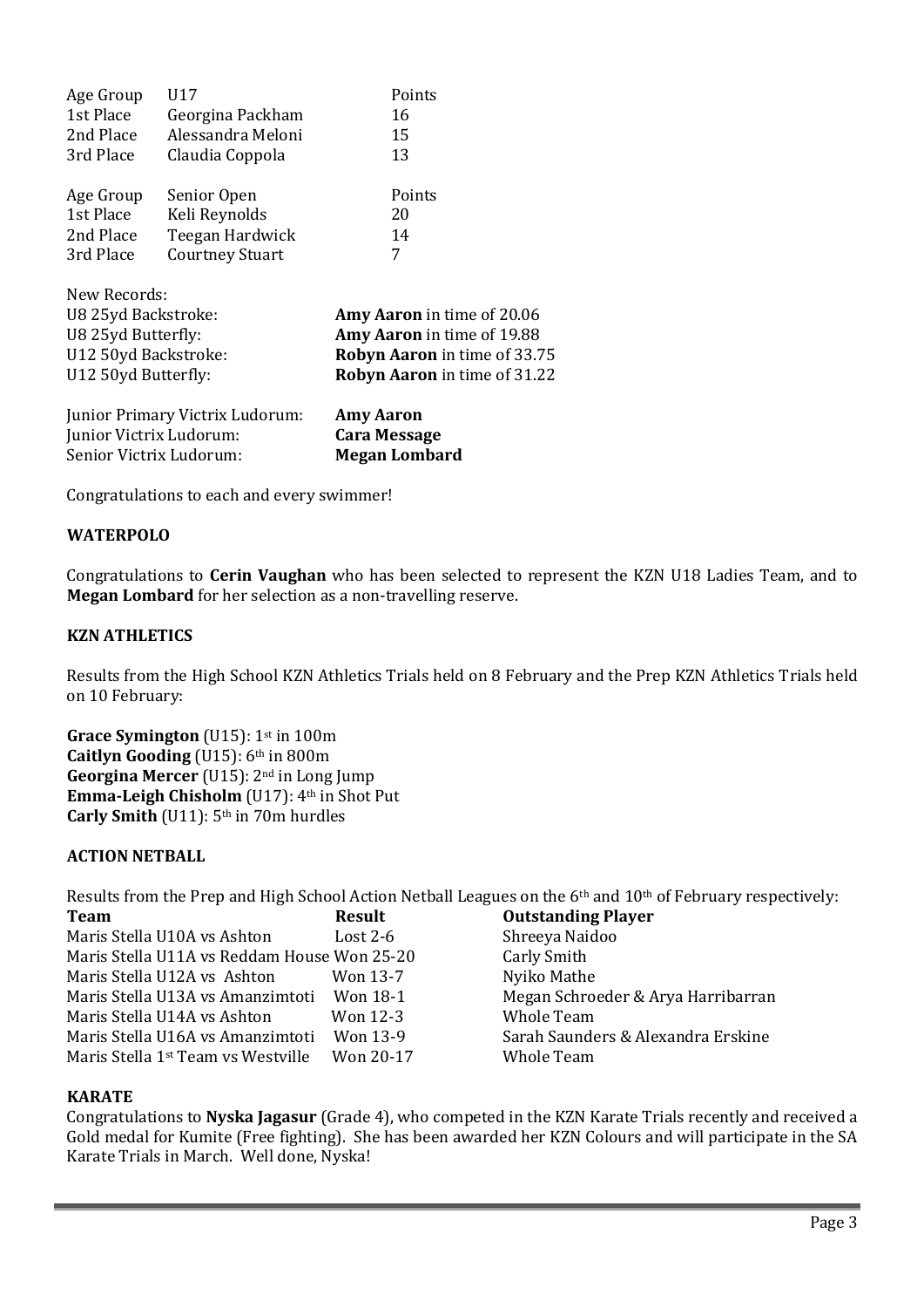| Age Group | U17 | Points |
|---|---|---|
| 1st Place | Georgina Packham | 16 |
| 2nd Place | Alessandra Meloni | 15 |
| 3rd Place | Claudia Coppola | 13 |

| Age Group | Senior Open | Points |
|---|---|---|
| 1st Place | Keli Reynolds | 20 |
| 2nd Place | Teegan Hardwick | 14 |
| 3rd Place | Courtney Stuart | 7 |

New Records:

| | |
|---|---|
| U8 25yd Backstroke: | **Amy Aaron** in time of 20.06 |
| U8 25yd Butterfly: | **Amy Aaron** in time of 19.88 |
| U12 50yd Backstroke: | **Robyn Aaron** in time of 33.75 |
| U12 50yd Butterfly: | **Robyn Aaron** in time of 31.22 |

| | |
|---|---|
| Junior Primary Victrix Ludorum: | **Amy Aaron** |
| Junior Victrix Ludorum: | **Cara Message** |
| Senior Victrix Ludorum: | **Megan Lombard** |

Congratulations to each and every swimmer!

### WATERPOLO

Congratulations to **Cerin Vaughan** who has been selected to represent the KZN U18 Ladies Team, and to **Megan Lombard** for her selection as a non-travelling reserve.

### KZN ATHLETICS

Results from the High School KZN Athletics Trials held on 8 February and the Prep KZN Athletics Trials held on 10 February:

**Grace Symington** (U15): 1st in 100m
**Caitlyn Gooding** (U15): 6th in 800m
**Georgina Mercer** (U15): 2nd in Long Jump
**Emma-Leigh Chisholm** (U17): 4th in Shot Put
**Carly Smith** (U11): 5th in 70m hurdles

### ACTION NETBALL

Results from the Prep and High School Action Netball Leagues on the 6th and 10th of February respectively:

| Team | Result | Outstanding Player |
|---|---|---|
| Maris Stella U10A vs Ashton | Lost 2-6 | Shreeya Naidoo |
| Maris Stella U11A vs Reddam House | Won 25-20 | Carly Smith |
| Maris Stella U12A vs Ashton | Won 13-7 | Nyiko Mathe |
| Maris Stella U13A vs Amanzimtoti | Won 18-1 | Megan Schroeder & Arya Harribarran |
| Maris Stella U14A vs Ashton | Won 12-3 | Whole Team |
| Maris Stella U16A vs Amanzimtoti | Won 13-9 | Sarah Saunders & Alexandra Erskine |
| Maris Stella 1st Team vs Westville | Won 20-17 | Whole Team |

### KARATE

Congratulations to **Nyska Jagasur** (Grade 4), who competed in the KZN Karate Trials recently and received a Gold medal for Kumite (Free fighting). She has been awarded her KZN Colours and will participate in the SA Karate Trials in March. Well done, Nyska!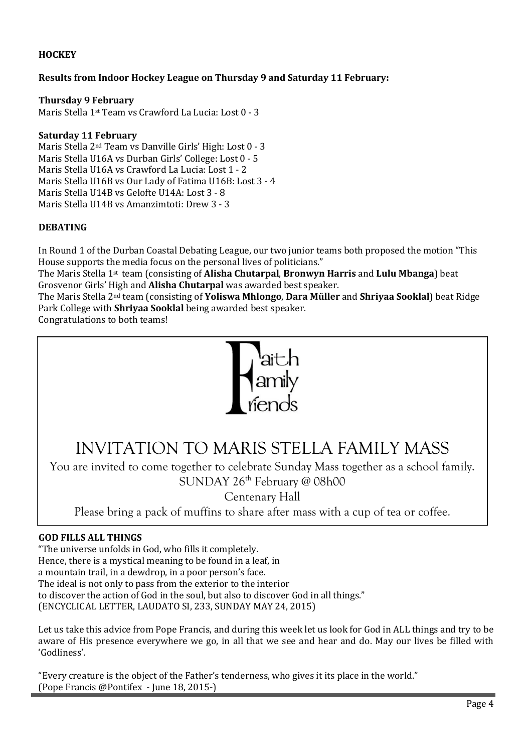## HOCKEY

**Results from Indoor Hockey League on Thursday 9 and Saturday 11 February:**

**Thursday 9 February**

Maris Stella 1st Team vs Crawford La Lucia: Lost 0 - 3

**Saturday 11 February**

Maris Stella 2nd Team vs Danville Girls' High: Lost 0 - 3
Maris Stella U16A vs Durban Girls' College: Lost 0 - 5
Maris Stella U16A vs Crawford La Lucia: Lost 1 - 2
Maris Stella U16B vs Our Lady of Fatima U16B: Lost 3 - 4
Maris Stella U14B vs Gelofte U14A: Lost 3 - 8
Maris Stella U14B vs Amanzimtoti: Drew 3 - 3

## DEBATING

In Round 1 of the Durban Coastal Debating League, our two junior teams both proposed the motion "This House supports the media focus on the personal lives of politicians."
The Maris Stella 1st team (consisting of **Alisha Chutarpal**, **Bronwyn Harris** and **Lulu Mbanga**) beat Grosvenor Girls' High and **Alisha Chutarpal** was awarded best speaker.
The Maris Stella 2nd team (consisting of **Yoliswa Mhlongo**, **Dara Müller** and **Shriyaa Sooklal**) beat Ridge Park College with **Shriyaa Sooklal** being awarded best speaker.
Congratulations to both teams!

Faith
Family
Friends

# INVITATION TO MARIS STELLA FAMILY MASS

You are invited to come together to celebrate Sunday Mass together as a school family.

SUNDAY 26th February @ 08h00

Centenary Hall

Please bring a pack of muffins to share after mass with a cup of tea or coffee.

## GOD FILLS ALL THINGS

"The universe unfolds in God, who fills it completely.
Hence, there is a mystical meaning to be found in a leaf, in
a mountain trail, in a dewdrop, in a poor person's face.
The ideal is not only to pass from the exterior to the interior
to discover the action of God in the soul, but also to discover God in all things."
(ENCYCLICAL LETTER, LAUDATO SI, 233, SUNDAY MAY 24, 2015)

Let us take this advice from Pope Francis, and during this week let us look for God in ALL things and try to be aware of His presence everywhere we go, in all that we see and hear and do. May our lives be filled with 'Godliness'.

"Every creature is the object of the Father's tenderness, who gives it its place in the world."
(Pope Francis @Pontifex - June 18, 2015-)